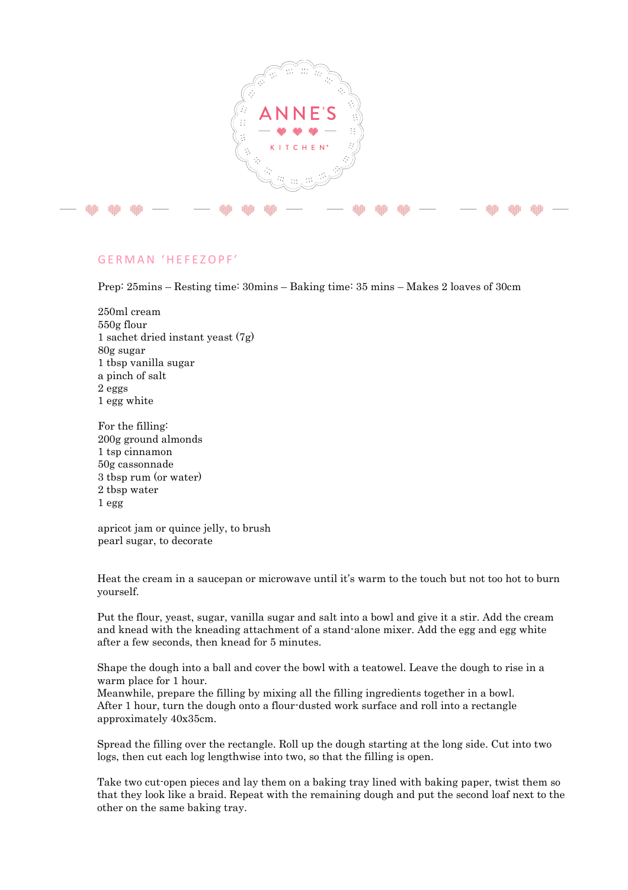ANNE'S

KITCHEN

## GERMAN 'HEFEZOPF'

Prep: 25mins – Resting time: 30mins – Baking time: 35 mins – Makes 2 loaves of 30cm

250ml cream
550g flour
1 sachet dried instant yeast (7g)
80g sugar
1 tbsp vanilla sugar
a pinch of salt
2 eggs
1 egg white

For the filling:
200g ground almonds
1 tsp cinnamon
50g cassonnade
3 tbsp rum (or water)
2 tbsp water
1 egg

apricot jam or quince jelly, to brush
pearl sugar, to decorate

Heat the cream in a saucepan or microwave until it's warm to the touch but not too hot to burn yourself.

Put the flour, yeast, sugar, vanilla sugar and salt into a bowl and give it a stir. Add the cream and knead with the kneading attachment of a stand-alone mixer. Add the egg and egg white after a few seconds, then knead for 5 minutes.

Shape the dough into a ball and cover the bowl with a teatowel. Leave the dough to rise in a warm place for 1 hour.
Meanwhile, prepare the filling by mixing all the filling ingredients together in a bowl.
After 1 hour, turn the dough onto a flour-dusted work surface and roll into a rectangle approximately 40x35cm.

Spread the filling over the rectangle. Roll up the dough starting at the long side. Cut into two logs, then cut each log lengthwise into two, so that the filling is open.

Take two cut-open pieces and lay them on a baking tray lined with baking paper, twist them so that they look like a braid. Repeat with the remaining dough and put the second loaf next to the other on the same baking tray.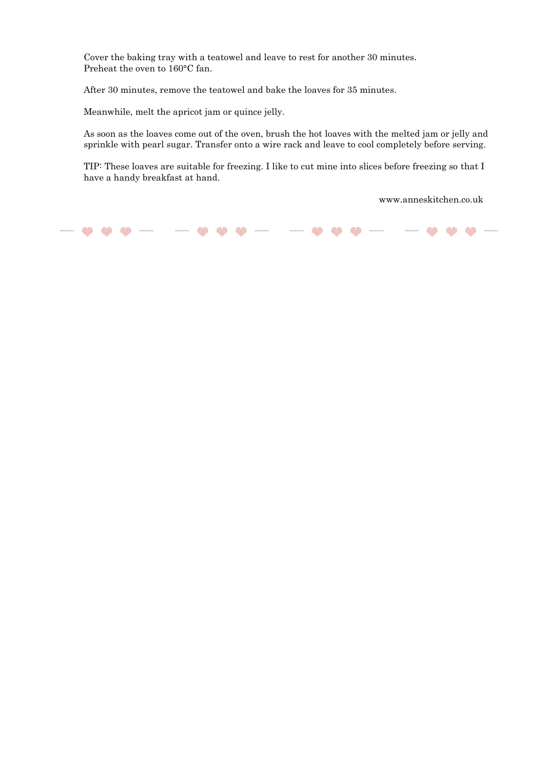Cover the baking tray with a teatowel and leave to rest for another 30 minutes.
Preheat the oven to 160°C fan.

After 30 minutes, remove the teatowel and bake the loaves for 35 minutes.

Meanwhile, melt the apricot jam or quince jelly.

As soon as the loaves come out of the oven, brush the hot loaves with the melted jam or jelly and sprinkle with pearl sugar. Transfer onto a wire rack and leave to cool completely before serving.

TIP: These loaves are suitable for freezing. I like to cut mine into slices before freezing so that I have a handy breakfast at hand.

www.anneskitchen.co.uk